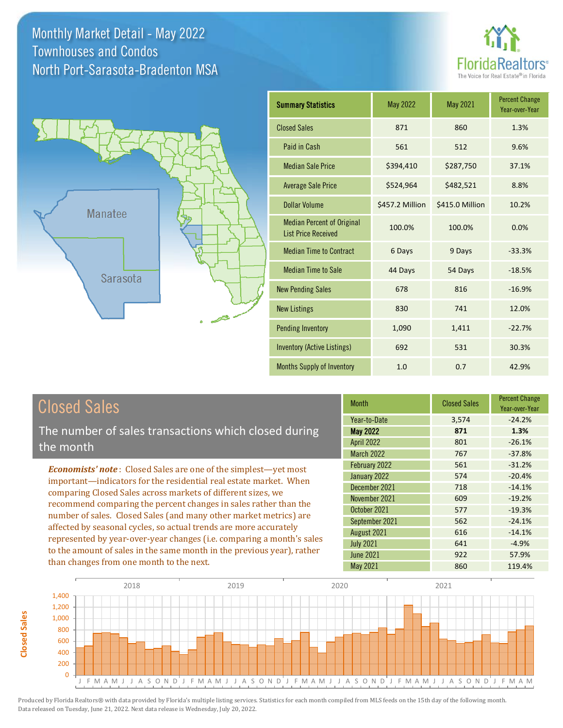# Monthly Market Detail - May 2022
## Townhouses and Condos
## North Port-Sarasota-Bradenton MSA

FloridaRealtors® The Voice for Real Estate® in Florida

Manatee

Sarasota

| Summary Statistics | May 2022 | May 2021 | Percent Change Year-over-Year |
|---|---|---|---|
| Closed Sales | 871 | 860 | 1.3% |
| Paid in Cash | 561 | 512 | 9.6% |
| Median Sale Price | $394,410 | $287,750 | 37.1% |
| Average Sale Price | $524,964 | $482,521 | 8.8% |
| Dollar Volume | $457.2 Million | $415.0 Million | 10.2% |
| Median Percent of Original List Price Received | 100.0% | 100.0% | 0.0% |
| Median Time to Contract | 6 Days | 9 Days | -33.3% |
| Median Time to Sale | 44 Days | 54 Days | -18.5% |
| New Pending Sales | 678 | 816 | -16.9% |
| New Listings | 830 | 741 | 12.0% |
| Pending Inventory | 1,090 | 1,411 | -22.7% |
| Inventory (Active Listings) | 692 | 531 | 30.3% |
| Months Supply of Inventory | 1.0 | 0.7 | 42.9% |

## Closed Sales

The number of sales transactions which closed during the month

*Economists' note*: Closed Sales are one of the simplest—yet most important—indicators for the residential real estate market. When comparing Closed Sales across markets of different sizes, we recommend comparing the percent changes in sales rather than the number of sales. Closed Sales (and many other market metrics) are affected by seasonal cycles, so actual trends are more accurately represented by year-over-year changes (i.e. comparing a month's sales to the amount of sales in the same month in the previous year), rather than changes from one month to the next.

| Month | Closed Sales | Percent Change Year-over-Year |
|---|---|---|
| Year-to-Date | 3,574 | -24.2% |
| **May 2022** | **871** | **1.3%** |
| April 2022 | 801 | -26.1% |
| March 2022 | 767 | -37.8% |
| February 2022 | 561 | -31.2% |
| January 2022 | 574 | -20.4% |
| December 2021 | 718 | -14.1% |
| November 2021 | 609 | -19.2% |
| October 2021 | 577 | -19.3% |
| September 2021 | 562 | -24.1% |
| August 2021 | 616 | -14.1% |
| July 2021 | 641 | -4.9% |
| June 2021 | 922 | 57.9% |
| May 2021 | 860 | 119.4% |

Produced by Florida Realtors® with data provided by Florida's multiple listing services. Statistics for each month compiled from MLS feeds on the 15th day of the following month. Data released on Tuesday, June 21, 2022. Next data release is Wednesday, July 20, 2022.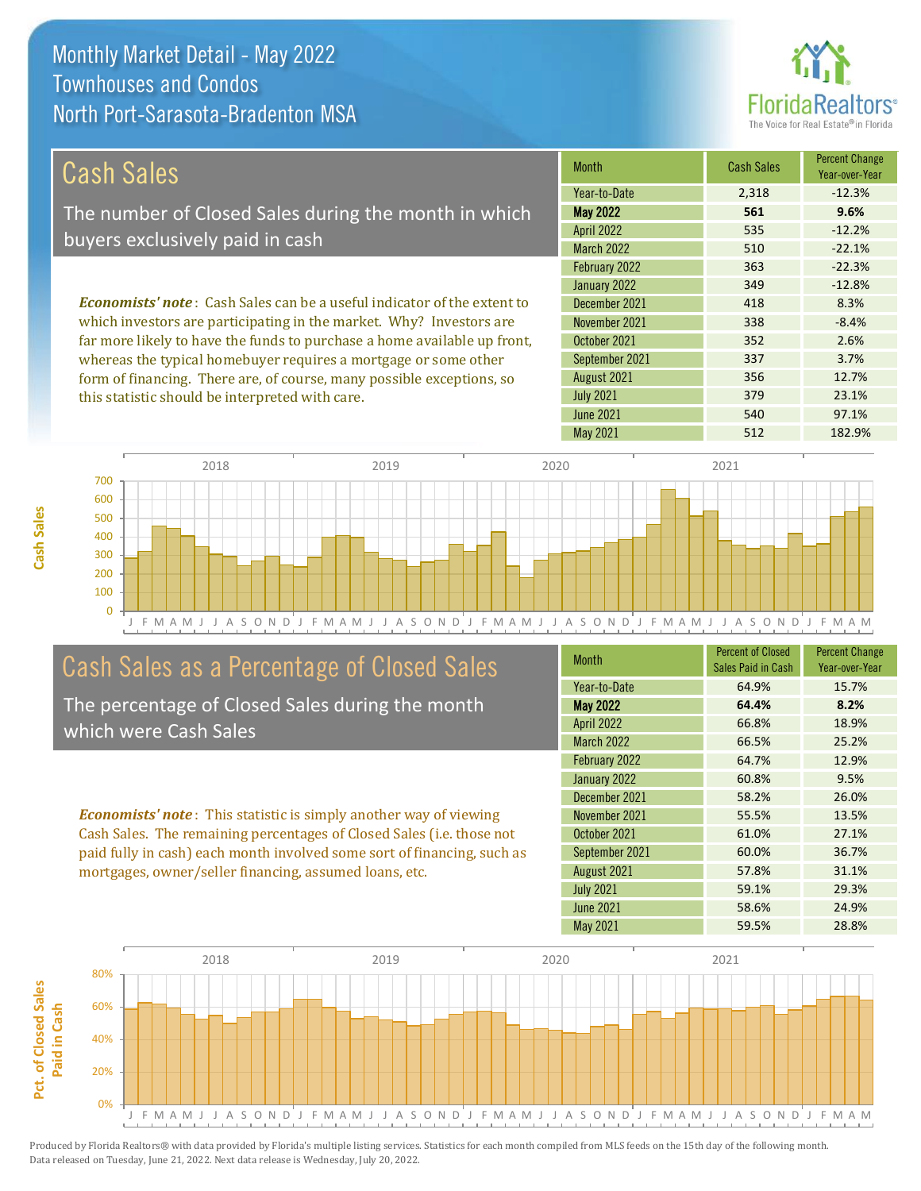# Monthly Market Detail - May 2022
## Townhouses and Condos
## North Port-Sarasota-Bradenton MSA

## Cash Sales

The number of Closed Sales during the month in which buyers exclusively paid in cash

*Economists' note*: Cash Sales can be a useful indicator of the extent to which investors are participating in the market. Why? Investors are far more likely to have the funds to purchase a home available up front, whereas the typical homebuyer requires a mortgage or some other form of financing. There are, of course, many possible exceptions, so this statistic should be interpreted with care.

| Month | Cash Sales | Percent Change Year-over-Year |
|---|---|---|
| Year-to-Date | 2,318 | -12.3% |
| **May 2022** | **561** | **9.6%** |
| April 2022 | 535 | -12.2% |
| March 2022 | 510 | -22.1% |
| February 2022 | 363 | -22.3% |
| January 2022 | 349 | -12.8% |
| December 2021 | 418 | 8.3% |
| November 2021 | 338 | -8.4% |
| October 2021 | 352 | 2.6% |
| September 2021 | 337 | 3.7% |
| August 2021 | 356 | 12.7% |
| July 2021 | 379 | 23.1% |
| June 2021 | 540 | 97.1% |
| May 2021 | 512 | 182.9% |

## Cash Sales as a Percentage of Closed Sales

The percentage of Closed Sales during the month which were Cash Sales

*Economists' note*: This statistic is simply another way of viewing Cash Sales. The remaining percentages of Closed Sales (i.e. those not paid fully in cash) each month involved some sort of financing, such as mortgages, owner/seller financing, assumed loans, etc.

| Month | Percent of Closed Sales Paid in Cash | Percent Change Year-over-Year |
|---|---|---|
| Year-to-Date | 64.9% | 15.7% |
| **May 2022** | **64.4%** | **8.2%** |
| April 2022 | 66.8% | 18.9% |
| March 2022 | 66.5% | 25.2% |
| February 2022 | 64.7% | 12.9% |
| January 2022 | 60.8% | 9.5% |
| December 2021 | 58.2% | 26.0% |
| November 2021 | 55.5% | 13.5% |
| October 2021 | 61.0% | 27.1% |
| September 2021 | 60.0% | 36.7% |
| August 2021 | 57.8% | 31.1% |
| July 2021 | 59.1% | 29.3% |
| June 2021 | 58.6% | 24.9% |
| May 2021 | 59.5% | 28.8% |

Produced by Florida Realtors® with data provided by Florida's multiple listing services. Statistics for each month compiled from MLS feeds on the 15th day of the following month. Data released on Tuesday, June 21, 2022. Next data release is Wednesday, July 20, 2022.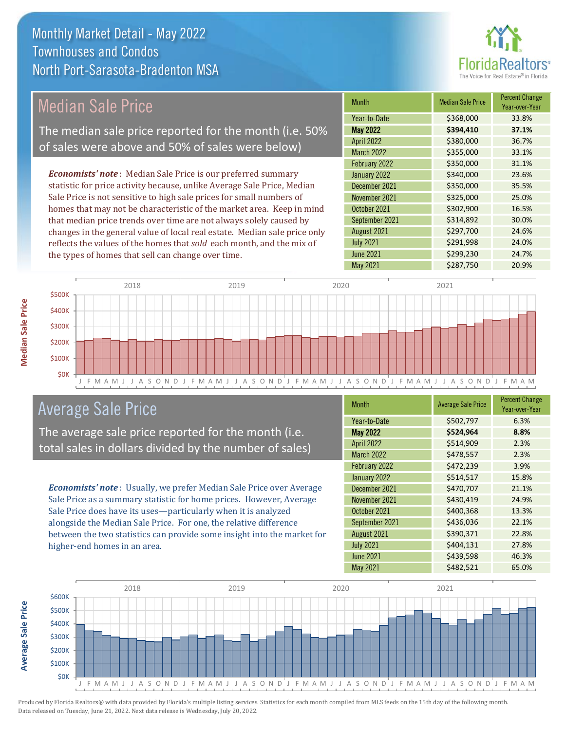# Monthly Market Detail - May 2022
## Townhouses and Condos
## North Port-Sarasota-Bradenton MSA

## Median Sale Price

The median sale price reported for the month (i.e. 50% of sales were above and 50% of sales were below)

***Economists' note***: Median Sale Price is our preferred summary statistic for price activity because, unlike Average Sale Price, Median Sale Price is not sensitive to high sale prices for small numbers of homes that may not be characteristic of the market area. Keep in mind that median price trends over time are not always solely caused by changes in the general value of local real estate. Median sale price only reflects the values of the homes that *sold* each month, and the mix of the types of homes that sell can change over time.

| Month | Median Sale Price | Percent Change Year-over-Year |
|---|---|---|
| Year-to-Date | $368,000 | 33.8% |
| **May 2022** | **$394,410** | **37.1%** |
| April 2022 | $380,000 | 36.7% |
| March 2022 | $355,000 | 33.1% |
| February 2022 | $350,000 | 31.1% |
| January 2022 | $340,000 | 23.6% |
| December 2021 | $350,000 | 35.5% |
| November 2021 | $325,000 | 25.0% |
| October 2021 | $302,900 | 16.5% |
| September 2021 | $314,892 | 30.0% |
| August 2021 | $297,700 | 24.6% |
| July 2021 | $291,998 | 24.0% |
| June 2021 | $299,230 | 24.7% |
| May 2021 | $287,750 | 20.9% |

## Average Sale Price

The average sale price reported for the month (i.e. total sales in dollars divided by the number of sales)

***Economists' note***: Usually, we prefer Median Sale Price over Average Sale Price as a summary statistic for home prices. However, Average Sale Price does have its uses—particularly when it is analyzed alongside the Median Sale Price. For one, the relative difference between the two statistics can provide some insight into the market for higher-end homes in an area.

| Month | Average Sale Price | Percent Change Year-over-Year |
|---|---|---|
| Year-to-Date | $502,797 | 6.3% |
| **May 2022** | **$524,964** | **8.8%** |
| April 2022 | $514,909 | 2.3% |
| March 2022 | $478,557 | 2.3% |
| February 2022 | $472,239 | 3.9% |
| January 2022 | $514,517 | 15.8% |
| December 2021 | $470,707 | 21.1% |
| November 2021 | $430,419 | 24.9% |
| October 2021 | $400,368 | 13.3% |
| September 2021 | $436,036 | 22.1% |
| August 2021 | $390,371 | 22.8% |
| July 2021 | $404,131 | 27.8% |
| June 2021 | $439,598 | 46.3% |
| May 2021 | $482,521 | 65.0% |

Produced by Florida Realtors® with data provided by Florida's multiple listing services. Statistics for each month compiled from MLS feeds on the 15th day of the following month. Data released on Tuesday, June 21, 2022. Next data release is Wednesday, July 20, 2022.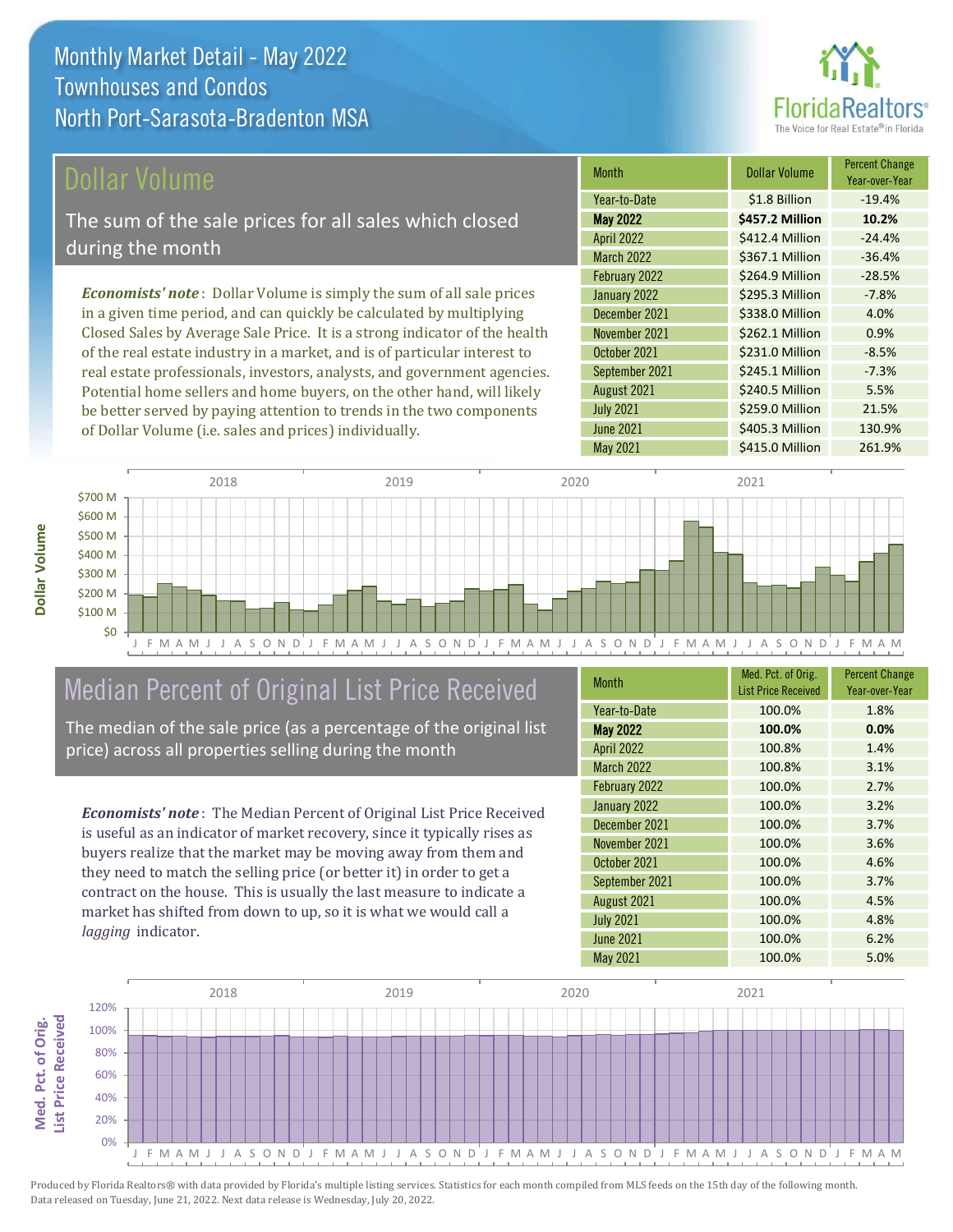# Monthly Market Detail - May 2022
## Townhouses and Condos
## North Port-Sarasota-Bradenton MSA

## Dollar Volume

The sum of the sale prices for all sales which closed during the month

*Economists' note*: Dollar Volume is simply the sum of all sale prices in a given time period, and can quickly be calculated by multiplying Closed Sales by Average Sale Price. It is a strong indicator of the health of the real estate industry in a market, and is of particular interest to real estate professionals, investors, analysts, and government agencies. Potential home sellers and home buyers, on the other hand, will likely be better served by paying attention to trends in the two components of Dollar Volume (i.e. sales and prices) individually.

| Month | Dollar Volume | Percent Change Year-over-Year |
|---|---|---|
| Year-to-Date | $1.8 Billion | -19.4% |
| **May 2022** | **$457.2 Million** | **10.2%** |
| April 2022 | $412.4 Million | -24.4% |
| March 2022 | $367.1 Million | -36.4% |
| February 2022 | $264.9 Million | -28.5% |
| January 2022 | $295.3 Million | -7.8% |
| December 2021 | $338.0 Million | 4.0% |
| November 2021 | $262.1 Million | 0.9% |
| October 2021 | $231.0 Million | -8.5% |
| September 2021 | $245.1 Million | -7.3% |
| August 2021 | $240.5 Million | 5.5% |
| July 2021 | $259.0 Million | 21.5% |
| June 2021 | $405.3 Million | 130.9% |
| May 2021 | $415.0 Million | 261.9% |

## Median Percent of Original List Price Received

The median of the sale price (as a percentage of the original list price) across all properties selling during the month

*Economists' note*: The Median Percent of Original List Price Received is useful as an indicator of market recovery, since it typically rises as buyers realize that the market may be moving away from them and they need to match the selling price (or better it) in order to get a contract on the house. This is usually the last measure to indicate a market has shifted from down to up, so it is what we would call a *lagging* indicator.

| Month | Med. Pct. of Orig. List Price Received | Percent Change Year-over-Year |
|---|---|---|
| Year-to-Date | 100.0% | 1.8% |
| **May 2022** | **100.0%** | **0.0%** |
| April 2022 | 100.8% | 1.4% |
| March 2022 | 100.8% | 3.1% |
| February 2022 | 100.0% | 2.7% |
| January 2022 | 100.0% | 3.2% |
| December 2021 | 100.0% | 3.7% |
| November 2021 | 100.0% | 3.6% |
| October 2021 | 100.0% | 4.6% |
| September 2021 | 100.0% | 3.7% |
| August 2021 | 100.0% | 4.5% |
| July 2021 | 100.0% | 4.8% |
| June 2021 | 100.0% | 6.2% |
| May 2021 | 100.0% | 5.0% |

Produced by Florida Realtors® with data provided by Florida's multiple listing services. Statistics for each month compiled from MLS feeds on the 15th day of the following month. Data released on Tuesday, June 21, 2022. Next data release is Wednesday, July 20, 2022.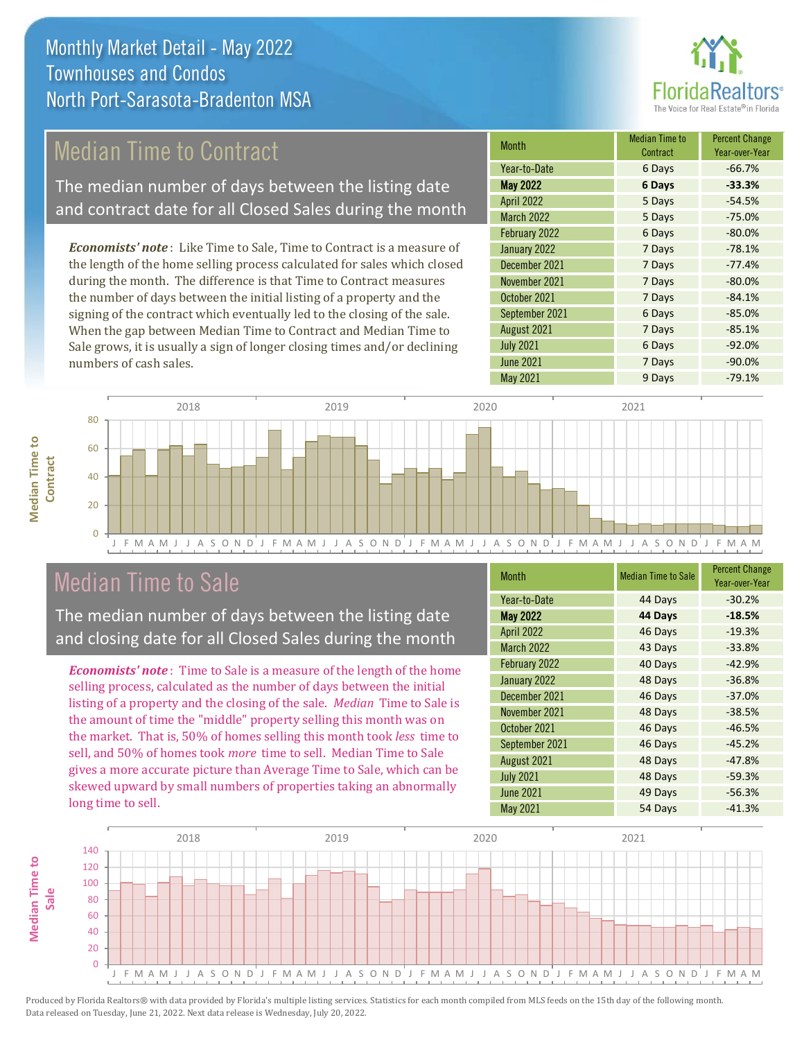# Monthly Market Detail - May 2022
## Townhouses and Condos
## North Port-Sarasota-Bradenton MSA

## Median Time to Contract

The median number of days between the listing date and contract date for all Closed Sales during the month

*Economists' note*: Like Time to Sale, Time to Contract is a measure of the length of the home selling process calculated for sales which closed during the month. The difference is that Time to Contract measures the number of days between the initial listing of a property and the signing of the contract which eventually led to the closing of the sale. When the gap between Median Time to Contract and Median Time to Sale grows, it is usually a sign of longer closing times and/or declining numbers of cash sales.

| Month | Median Time to Contract | Percent Change Year-over-Year |
|---|---|---|
| Year-to-Date | 6 Days | -66.7% |
| **May 2022** | **6 Days** | **-33.3%** |
| April 2022 | 5 Days | -54.5% |
| March 2022 | 5 Days | -75.0% |
| February 2022 | 6 Days | -80.0% |
| January 2022 | 7 Days | -78.1% |
| December 2021 | 7 Days | -77.4% |
| November 2021 | 7 Days | -80.0% |
| October 2021 | 7 Days | -84.1% |
| September 2021 | 6 Days | -85.0% |
| August 2021 | 7 Days | -85.1% |
| July 2021 | 6 Days | -92.0% |
| June 2021 | 7 Days | -90.0% |
| May 2021 | 9 Days | -79.1% |

## Median Time to Sale

The median number of days between the listing date and closing date for all Closed Sales during the month

*Economists' note*: Time to Sale is a measure of the length of the home selling process, calculated as the number of days between the initial listing of a property and the closing of the sale. *Median* Time to Sale is the amount of time the "middle" property selling this month was on the market. That is, 50% of homes selling this month took *less* time to sell, and 50% of homes took *more* time to sell. Median Time to Sale gives a more accurate picture than Average Time to Sale, which can be skewed upward by small numbers of properties taking an abnormally long time to sell.

| Month | Median Time to Sale | Percent Change Year-over-Year |
|---|---|---|
| Year-to-Date | 44 Days | -30.2% |
| **May 2022** | **44 Days** | **-18.5%** |
| April 2022 | 46 Days | -19.3% |
| March 2022 | 43 Days | -33.8% |
| February 2022 | 40 Days | -42.9% |
| January 2022 | 48 Days | -36.8% |
| December 2021 | 46 Days | -37.0% |
| November 2021 | 48 Days | -38.5% |
| October 2021 | 46 Days | -46.5% |
| September 2021 | 46 Days | -45.2% |
| August 2021 | 48 Days | -47.8% |
| July 2021 | 48 Days | -59.3% |
| June 2021 | 49 Days | -56.3% |
| May 2021 | 54 Days | -41.3% |

Produced by Florida Realtors® with data provided by Florida's multiple listing services. Statistics for each month compiled from MLS feeds on the 15th day of the following month. Data released on Tuesday, June 21, 2022. Next data release is Wednesday, July 20, 2022.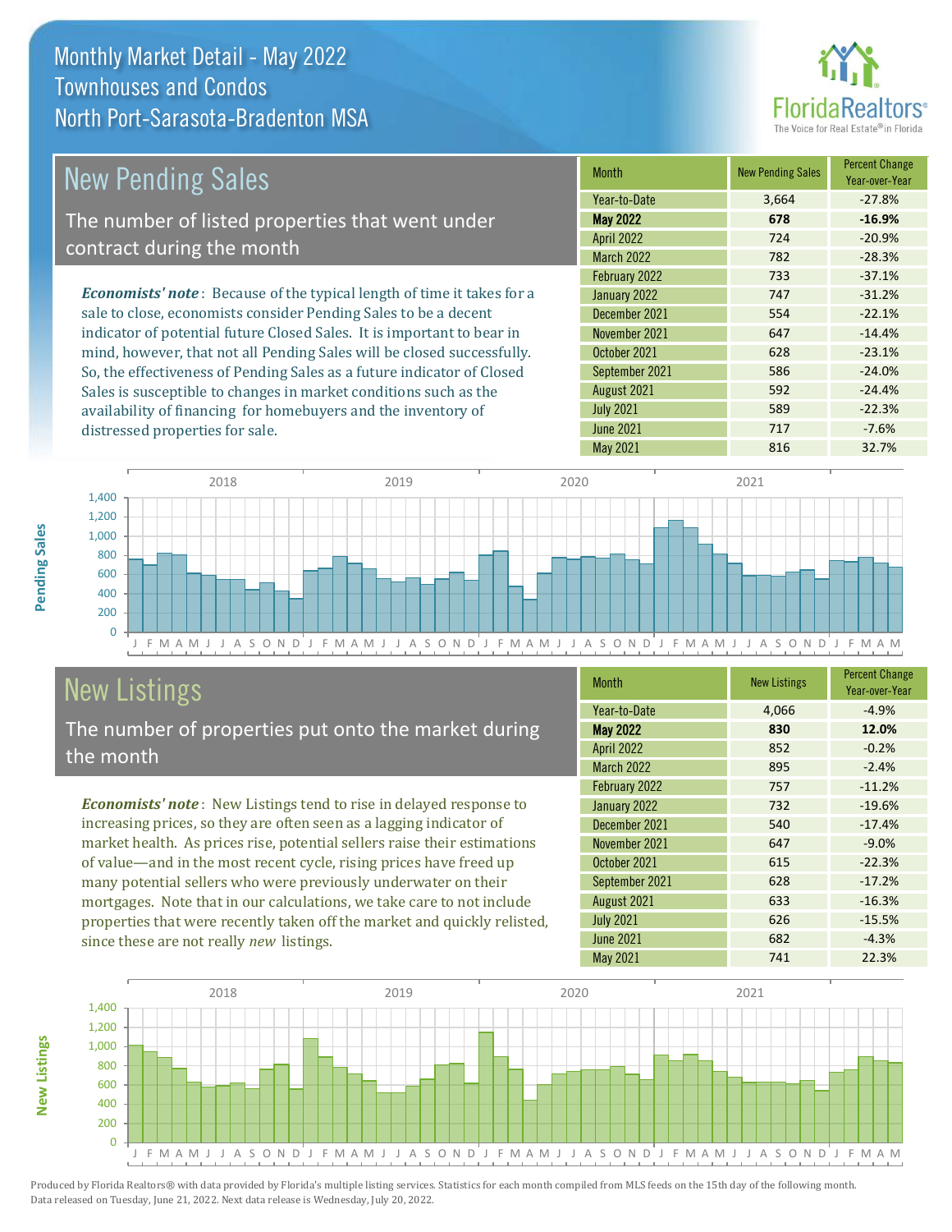# Monthly Market Detail - May 2022
## Townhouses and Condos
## North Port-Sarasota-Bradenton MSA

## New Pending Sales

The number of listed properties that went under contract during the month

***Economists' note***: Because of the typical length of time it takes for a sale to close, economists consider Pending Sales to be a decent indicator of potential future Closed Sales. It is important to bear in mind, however, that not all Pending Sales will be closed successfully. So, the effectiveness of Pending Sales as a future indicator of Closed Sales is susceptible to changes in market conditions such as the availability of financing for homebuyers and the inventory of distressed properties for sale.

| Month | New Pending Sales | Percent Change Year-over-Year |
|---|---|---|
| Year-to-Date | 3,664 | -27.8% |
| **May 2022** | **678** | **-16.9%** |
| April 2022 | 724 | -20.9% |
| March 2022 | 782 | -28.3% |
| February 2022 | 733 | -37.1% |
| January 2022 | 747 | -31.2% |
| December 2021 | 554 | -22.1% |
| November 2021 | 647 | -14.4% |
| October 2021 | 628 | -23.1% |
| September 2021 | 586 | -24.0% |
| August 2021 | 592 | -24.4% |
| July 2021 | 589 | -22.3% |
| June 2021 | 717 | -7.6% |
| May 2021 | 816 | 32.7% |

## New Listings

The number of properties put onto the market during the month

***Economists' note***: New Listings tend to rise in delayed response to increasing prices, so they are often seen as a lagging indicator of market health. As prices rise, potential sellers raise their estimations of value—and in the most recent cycle, rising prices have freed up many potential sellers who were previously underwater on their mortgages. Note that in our calculations, we take care to not include properties that were recently taken off the market and quickly relisted, since these are not really *new* listings.

| Month | New Listings | Percent Change Year-over-Year |
|---|---|---|
| Year-to-Date | 4,066 | -4.9% |
| **May 2022** | **830** | **12.0%** |
| April 2022 | 852 | -0.2% |
| March 2022 | 895 | -2.4% |
| February 2022 | 757 | -11.2% |
| January 2022 | 732 | -19.6% |
| December 2021 | 540 | -17.4% |
| November 2021 | 647 | -9.0% |
| October 2021 | 615 | -22.3% |
| September 2021 | 628 | -17.2% |
| August 2021 | 633 | -16.3% |
| July 2021 | 626 | -15.5% |
| June 2021 | 682 | -4.3% |
| May 2021 | 741 | 22.3% |

Produced by Florida Realtors® with data provided by Florida's multiple listing services. Statistics for each month compiled from MLS feeds on the 15th day of the following month. Data released on Tuesday, June 21, 2022. Next data release is Wednesday, July 20, 2022.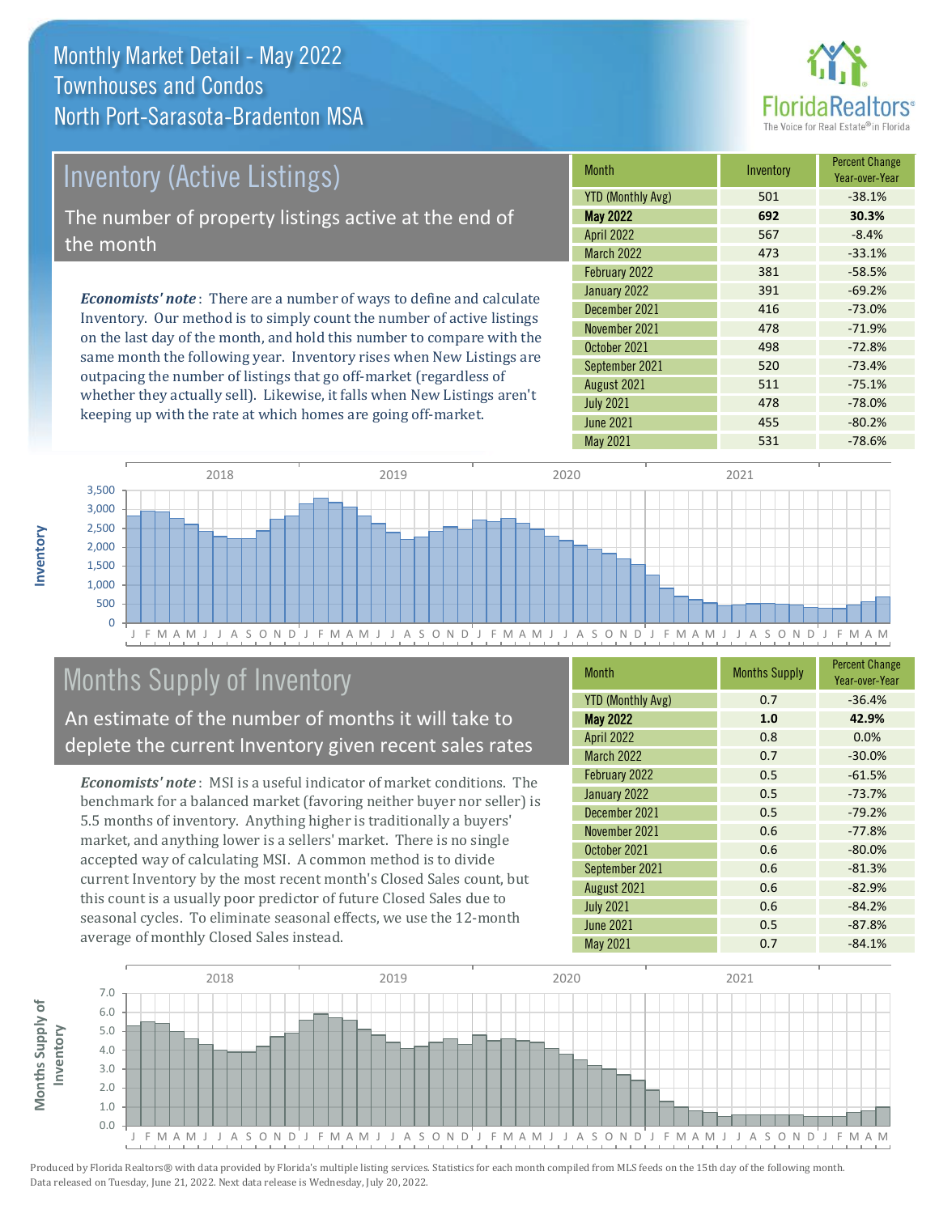# Monthly Market Detail - May 2022
## Townhouses and Condos
## North Port-Sarasota-Bradenton MSA

## Inventory (Active Listings)

The number of property listings active at the end of the month

*Economists' note*: There are a number of ways to define and calculate Inventory. Our method is to simply count the number of active listings on the last day of the month, and hold this number to compare with the same month the following year. Inventory rises when New Listings are outpacing the number of listings that go off-market (regardless of whether they actually sell). Likewise, it falls when New Listings aren't keeping up with the rate at which homes are going off-market.

| Month | Inventory | Percent Change Year-over-Year |
|---|---|---|
| YTD (Monthly Avg) | 501 | -38.1% |
| **May 2022** | **692** | **30.3%** |
| April 2022 | 567 | -8.4% |
| March 2022 | 473 | -33.1% |
| February 2022 | 381 | -58.5% |
| January 2022 | 391 | -69.2% |
| December 2021 | 416 | -73.0% |
| November 2021 | 478 | -71.9% |
| October 2021 | 498 | -72.8% |
| September 2021 | 520 | -73.4% |
| August 2021 | 511 | -75.1% |
| July 2021 | 478 | -78.0% |
| June 2021 | 455 | -80.2% |
| May 2021 | 531 | -78.6% |

## Months Supply of Inventory

An estimate of the number of months it will take to deplete the current Inventory given recent sales rates

*Economists' note*: MSI is a useful indicator of market conditions. The benchmark for a balanced market (favoring neither buyer nor seller) is 5.5 months of inventory. Anything higher is traditionally a buyers' market, and anything lower is a sellers' market. There is no single accepted way of calculating MSI. A common method is to divide current Inventory by the most recent month's Closed Sales count, but this count is a usually poor predictor of future Closed Sales due to seasonal cycles. To eliminate seasonal effects, we use the 12-month average of monthly Closed Sales instead.

| Month | Months Supply | Percent Change Year-over-Year |
|---|---|---|
| YTD (Monthly Avg) | 0.7 | -36.4% |
| **May 2022** | **1.0** | **42.9%** |
| April 2022 | 0.8 | 0.0% |
| March 2022 | 0.7 | -30.0% |
| February 2022 | 0.5 | -61.5% |
| January 2022 | 0.5 | -73.7% |
| December 2021 | 0.5 | -79.2% |
| November 2021 | 0.6 | -77.8% |
| October 2021 | 0.6 | -80.0% |
| September 2021 | 0.6 | -81.3% |
| August 2021 | 0.6 | -82.9% |
| July 2021 | 0.6 | -84.2% |
| June 2021 | 0.5 | -87.8% |
| May 2021 | 0.7 | -84.1% |

Produced by Florida Realtors® with data provided by Florida's multiple listing services. Statistics for each month compiled from MLS feeds on the 15th day of the following month. Data released on Tuesday, June 21, 2022. Next data release is Wednesday, July 20, 2022.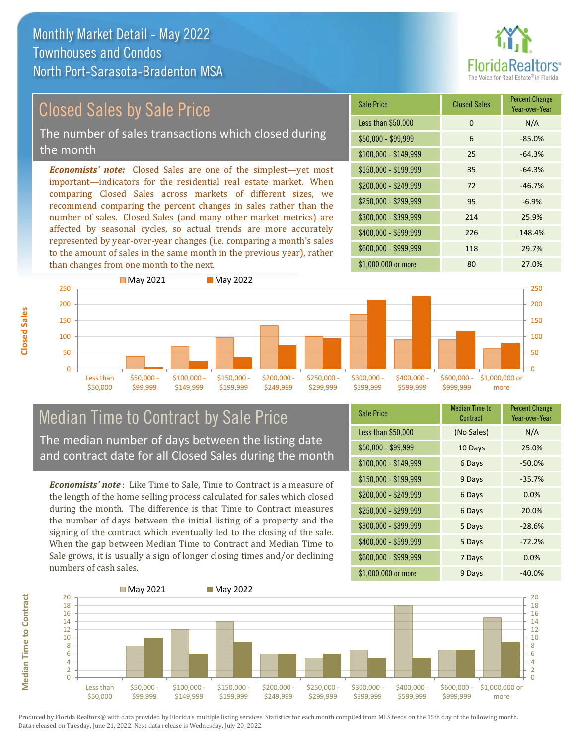# Monthly Market Detail - May 2022
## Townhouses and Condos
## North Port-Sarasota-Bradenton MSA

FloridaRealtors® The Voice for Real Estate® in Florida

## Closed Sales by Sale Price

The number of sales transactions which closed during the month

***Economists' note:*** Closed Sales are one of the simplest—yet most important—indicators for the residential real estate market. When comparing Closed Sales across markets of different sizes, we recommend comparing the percent changes in sales rather than the number of sales. Closed Sales (and many other market metrics) are affected by seasonal cycles, so actual trends are more accurately represented by year-over-year changes (i.e. comparing a month's sales to the amount of sales in the same month in the previous year), rather than changes from one month to the next.

| Sale Price | Closed Sales | Percent Change Year-over-Year |
|---|---|---|
| Less than $50,000 | 0 | N/A |
| $50,000 - $99,999 | 6 | -85.0% |
| $100,000 - $149,999 | 25 | -64.3% |
| $150,000 - $199,999 | 35 | -64.3% |
| $200,000 - $249,999 | 72 | -46.7% |
| $250,000 - $299,999 | 95 | -6.9% |
| $300,000 - $399,999 | 214 | 25.9% |
| $400,000 - $599,999 | 226 | 148.4% |
| $600,000 - $999,999 | 118 | 29.7% |
| $1,000,000 or more | 80 | 27.0% |

## Median Time to Contract by Sale Price

The median number of days between the listing date and contract date for all Closed Sales during the month

***Economists' note*** : Like Time to Sale, Time to Contract is a measure of the length of the home selling process calculated for sales which closed during the month. The difference is that Time to Contract measures the number of days between the initial listing of a property and the signing of the contract which eventually led to the closing of the sale. When the gap between Median Time to Contract and Median Time to Sale grows, it is usually a sign of longer closing times and/or declining numbers of cash sales.

| Sale Price | Median Time to Contract | Percent Change Year-over-Year |
|---|---|---|
| Less than $50,000 | (No Sales) | N/A |
| $50,000 - $99,999 | 10 Days | 25.0% |
| $100,000 - $149,999 | 6 Days | -50.0% |
| $150,000 - $199,999 | 9 Days | -35.7% |
| $200,000 - $249,999 | 6 Days | 0.0% |
| $250,000 - $299,999 | 6 Days | 20.0% |
| $300,000 - $399,999 | 5 Days | -28.6% |
| $400,000 - $599,999 | 5 Days | -72.2% |
| $600,000 - $999,999 | 7 Days | 0.0% |
| $1,000,000 or more | 9 Days | -40.0% |

Produced by Florida Realtors® with data provided by Florida's multiple listing services. Statistics for each month compiled from MLS feeds on the 15th day of the following month. Data released on Tuesday, June 21, 2022. Next data release is Wednesday, July 20, 2022.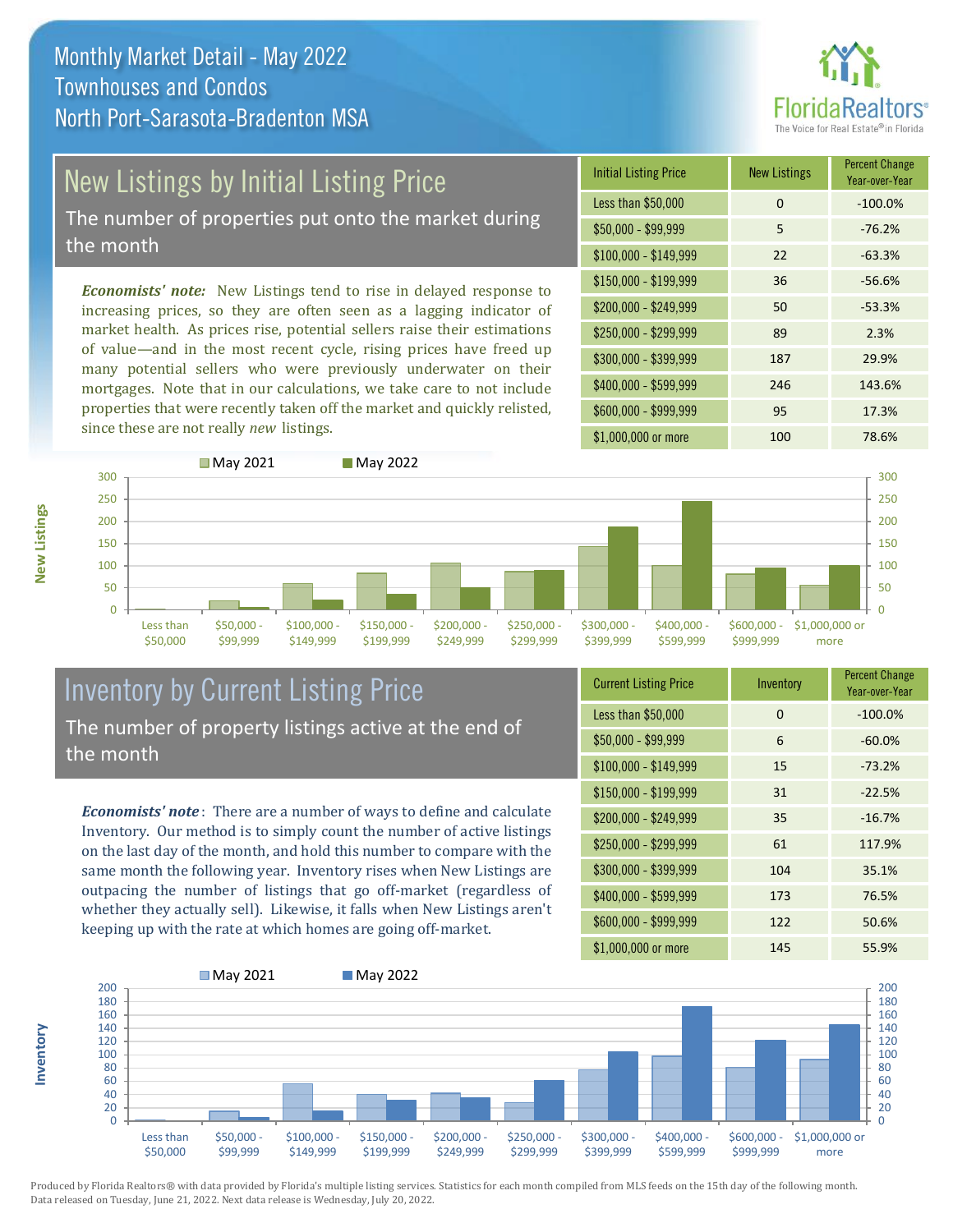# Monthly Market Detail - May 2022
## Townhouses and Condos
## North Port-Sarasota-Bradenton MSA

## New Listings by Initial Listing Price

The number of properties put onto the market during the month

*Economists' note:* New Listings tend to rise in delayed response to increasing prices, so they are often seen as a lagging indicator of market health. As prices rise, potential sellers raise their estimations of value—and in the most recent cycle, rising prices have freed up many potential sellers who were previously underwater on their mortgages. Note that in our calculations, we take care to not include properties that were recently taken off the market and quickly relisted, since these are not really *new* listings.

| Initial Listing Price | New Listings | Percent Change Year-over-Year |
|---|---|---|
| Less than $50,000 | 0 | -100.0% |
| $50,000 - $99,999 | 5 | -76.2% |
| $100,000 - $149,999 | 22 | -63.3% |
| $150,000 - $199,999 | 36 | -56.6% |
| $200,000 - $249,999 | 50 | -53.3% |
| $250,000 - $299,999 | 89 | 2.3% |
| $300,000 - $399,999 | 187 | 29.9% |
| $400,000 - $599,999 | 246 | 143.6% |
| $600,000 - $999,999 | 95 | 17.3% |
| $1,000,000 or more | 100 | 78.6% |

## Inventory by Current Listing Price

The number of property listings active at the end of the month

*Economists' note*: There are a number of ways to define and calculate Inventory. Our method is to simply count the number of active listings on the last day of the month, and hold this number to compare with the same month the following year. Inventory rises when New Listings are outpacing the number of listings that go off-market (regardless of whether they actually sell). Likewise, it falls when New Listings aren't keeping up with the rate at which homes are going off-market.

| Current Listing Price | Inventory | Percent Change Year-over-Year |
|---|---|---|
| Less than $50,000 | 0 | -100.0% |
| $50,000 - $99,999 | 6 | -60.0% |
| $100,000 - $149,999 | 15 | -73.2% |
| $150,000 - $199,999 | 31 | -22.5% |
| $200,000 - $249,999 | 35 | -16.7% |
| $250,000 - $299,999 | 61 | 117.9% |
| $300,000 - $399,999 | 104 | 35.1% |
| $400,000 - $599,999 | 173 | 76.5% |
| $600,000 - $999,999 | 122 | 50.6% |
| $1,000,000 or more | 145 | 55.9% |

Produced by Florida Realtors® with data provided by Florida's multiple listing services. Statistics for each month compiled from MLS feeds on the 15th day of the following month. Data released on Tuesday, June 21, 2022. Next data release is Wednesday, July 20, 2022.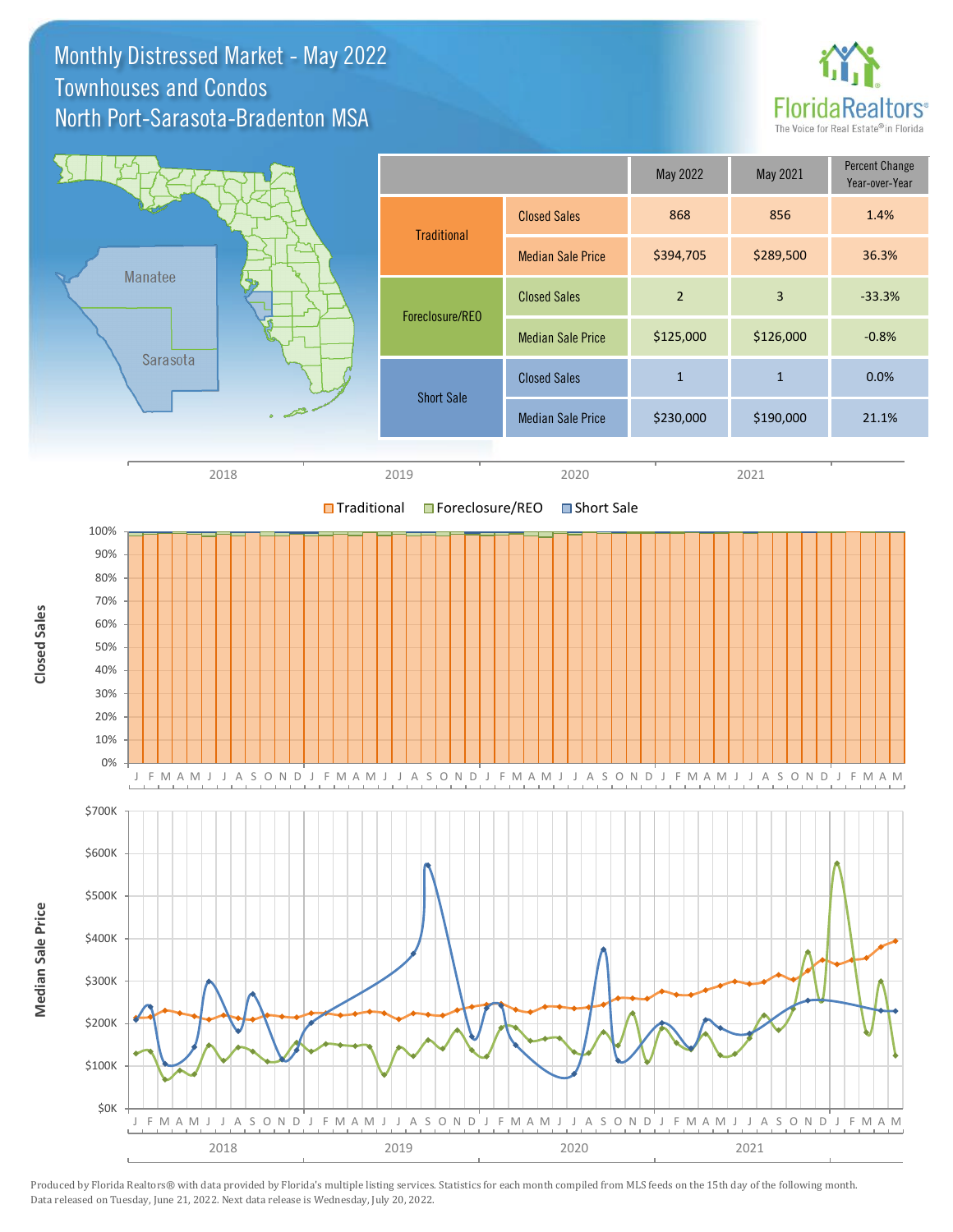# Monthly Distressed Market - May 2022
## Townhouses and Condos
## North Port-Sarasota-Bradenton MSA

FloridaRealtors®
The Voice for Real Estate® in Florida

Manatee

Sarasota

| | | May 2022 | May 2021 | Percent Change Year-over-Year |
|---|---|---|---|---|
| Traditional | Closed Sales | 868 | 856 | 1.4% |
| | Median Sale Price | $394,705 | $289,500 | 36.3% |
| Foreclosure/REO | Closed Sales | 2 | 3 | -33.3% |
| | Median Sale Price | $125,000 | $126,000 | -0.8% |
| Short Sale | Closed Sales | 1 | 1 | 0.0% |
| | Median Sale Price | $230,000 | $190,000 | 21.1% |

2018 2019 2020 2021

Traditional Foreclosure/REO Short Sale

Closed Sales

100% 90% 80% 70% 60% 50% 40% 30% 20% 10% 0%

J F M A M J J A S O N D J F M A M J J A S O N D J F M A M J J A S O N D J F M A M J J A S O N D J F M A M

Median Sale Price

$700K $600K $500K $400K $300K $200K $100K $0K

J F M A M J J A S O N D J F M A M J J A S O N D J F M A M J J A S O N D J F M A M J J A S O N D J F M A M

2018 2019 2020 2021

Produced by Florida Realtors® with data provided by Florida's multiple listing services. Statistics for each month compiled from MLS feeds on the 15th day of the following month. Data released on Tuesday, June 21, 2022. Next data release is Wednesday, July 20, 2022.